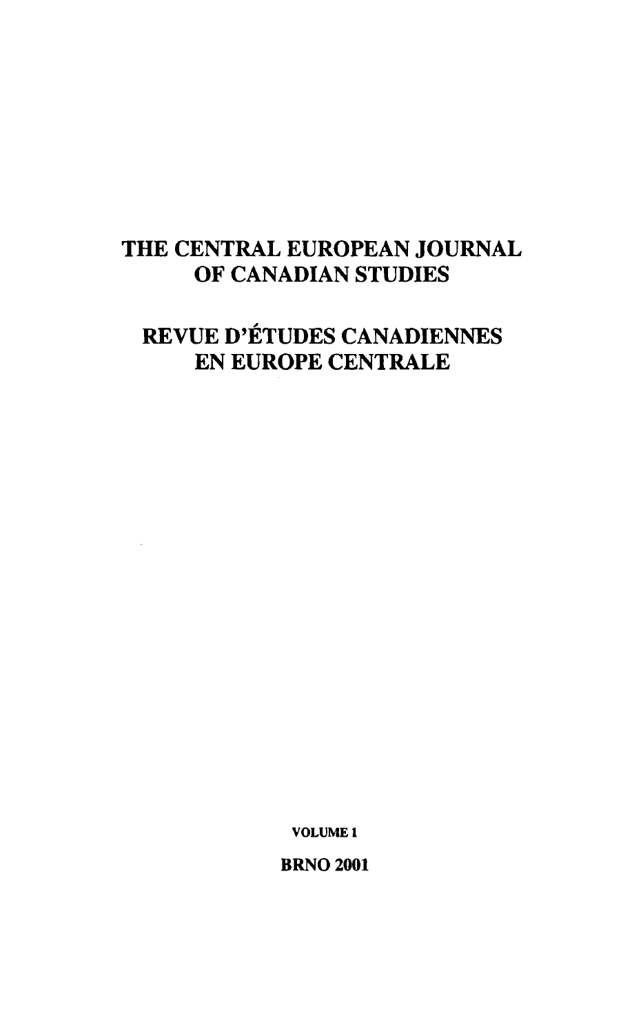# THE CENTRAL EUROPEAN JOURNAL OF CANADIAN STUDIES

# REVUE D'ÉTUDES CANADIENNES EN EUROPE CENTRALE

VOLUME 1

BRNO 2001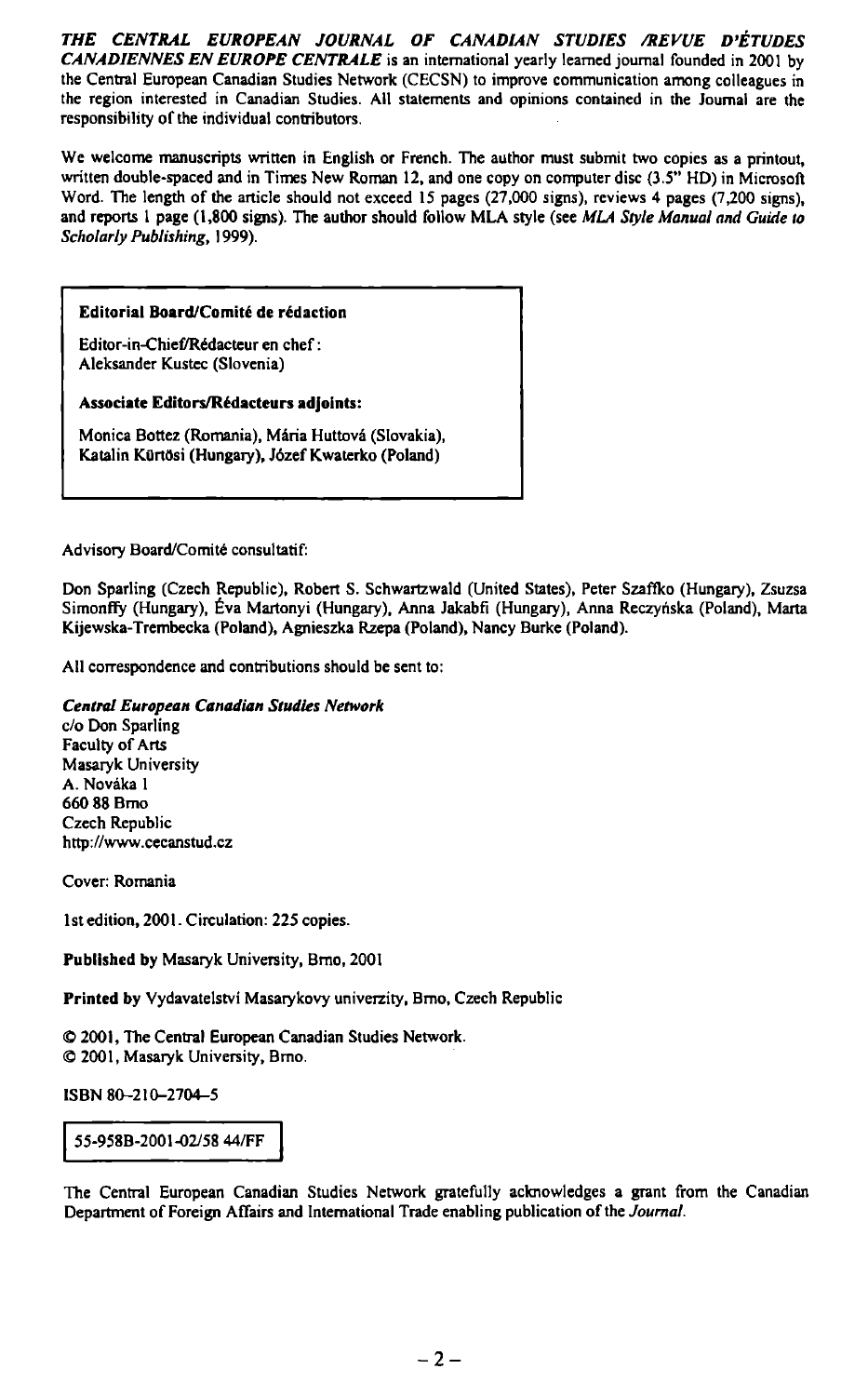***THE CENTRAL EUROPEAN JOURNAL OF CANADIAN STUDIES /REVUE D'ÉTUDES CANADIENNES EN EUROPE CENTRALE*** is an international yearly learned journal founded in 2001 by the Central European Canadian Studies Network (CECSN) to improve communication among colleagues in the region interested in Canadian Studies. All statements and opinions contained in the Journal are the responsibility of the individual contributors.

We welcome manuscripts written in English or French. The author must submit two copies as a printout, written double-spaced and in Times New Roman 12, and one copy on computer disc (3.5" HD) in Microsoft Word. The length of the article should not exceed 15 pages (27,000 signs), reviews 4 pages (7,200 signs), and reports 1 page (1,800 signs). The author should follow MLA style (see *MLA Style Manual and Guide to Scholarly Publishing*, 1999).

**Editorial Board/Comité de rédaction**

Editor-in-Chief/Rédacteur en chef:
Aleksander Kustec (Slovenia)

**Associate Editors/Rédacteurs adjoints:**

Monica Bottez (Romania), Mária Huttová (Slovakia), Katalin Kürtösi (Hungary), Józef Kwaterko (Poland)

Advisory Board/Comité consultatif:

Don Sparling (Czech Republic), Robert S. Schwartzwald (United States), Peter Szaffko (Hungary), Zsuzsa Simonffy (Hungary), Éva Martonyi (Hungary), Anna Jakabfi (Hungary), Anna Reczyńska (Poland), Marta Kijewska-Trembecka (Poland), Agnieszka Rzepa (Poland), Nancy Burke (Poland).

All correspondence and contributions should be sent to:

***Central European Canadian Studies Network***
c/o Don Sparling
Faculty of Arts
Masaryk University
A. Nováka 1
660 88 Brno
Czech Republic
http://www.cecanstud.cz

Cover: Romania

1st edition, 2001. Circulation: 225 copies.

**Published by** Masaryk University, Brno, 2001

**Printed by** Vydavatelství Masarykovy univerzity, Brno, Czech Republic

© 2001, The Central European Canadian Studies Network.
© 2001, Masaryk University, Brno.

ISBN 80-210-2704-5

55-958B-2001-02/58 44/FF

The Central European Canadian Studies Network gratefully acknowledges a grant from the Canadian Department of Foreign Affairs and International Trade enabling publication of the *Journal*.